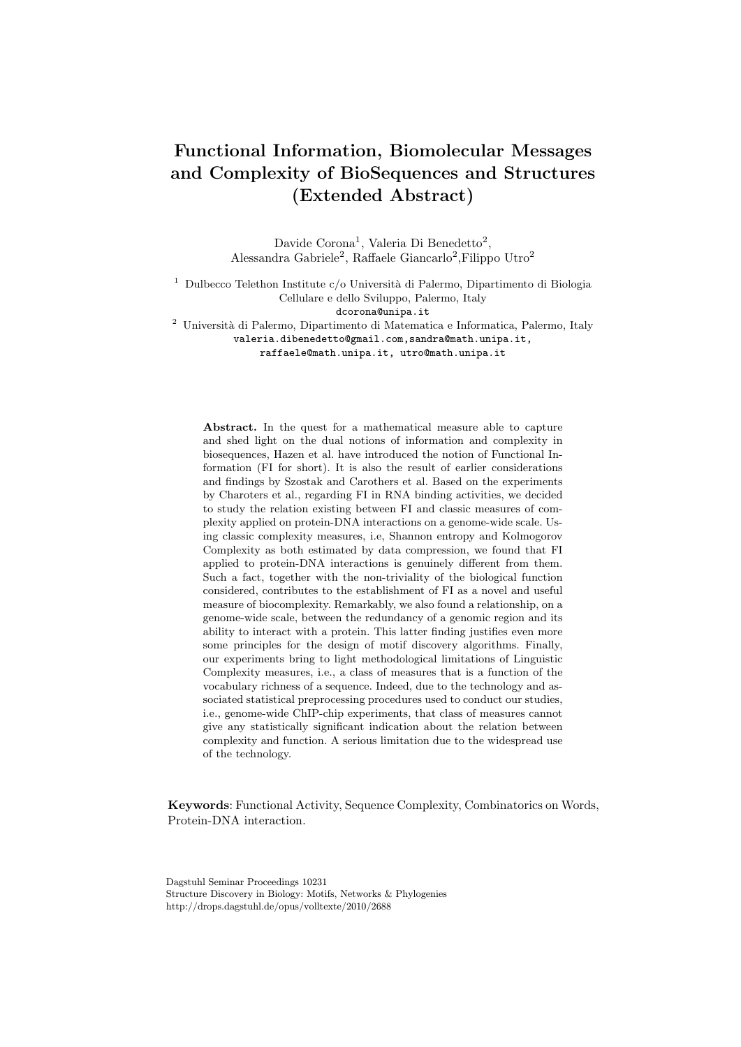# Functional Information, Biomolecular Messages and Complexity of BioSequences and Structures (Extended Abstract)

Davide Corona[1], Valeria Di Benedetto[2], Alessandra Gabriele[2], Raffaele Giancarlo[2],Filippo Utro[2]

[1] Dulbecco Telethon Institute c/o Università di Palermo, Dipartimento di Biologia Cellulare e dello Sviluppo, Palermo, Italy
dcorona@unipa.it

[2] Università di Palermo, Dipartimento di Matematica e Informatica, Palermo, Italy
valeria.dibenedetto@gmail.com,sandra@math.unipa.it, raffaele@math.unipa.it, utro@math.unipa.it

**Abstract.** In the quest for a mathematical measure able to capture and shed light on the dual notions of information and complexity in biosequences, Hazen et al. have introduced the notion of Functional Information (FI for short). It is also the result of earlier considerations and findings by Szostak and Carothers et al. Based on the experiments by Charoters et al., regarding FI in RNA binding activities, we decided to study the relation existing between FI and classic measures of complexity applied on protein-DNA interactions on a genome-wide scale. Using classic complexity measures, i.e, Shannon entropy and Kolmogorov Complexity as both estimated by data compression, we found that FI applied to protein-DNA interactions is genuinely different from them. Such a fact, together with the non-triviality of the biological function considered, contributes to the establishment of FI as a novel and useful measure of biocomplexity. Remarkably, we also found a relationship, on a genome-wide scale, between the redundancy of a genomic region and its ability to interact with a protein. This latter finding justifies even more some principles for the design of motif discovery algorithms. Finally, our experiments bring to light methodological limitations of Linguistic Complexity measures, i.e., a class of measures that is a function of the vocabulary richness of a sequence. Indeed, due to the technology and associated statistical preprocessing procedures used to conduct our studies, i.e., genome-wide ChIP-chip experiments, that class of measures cannot give any statistically significant indication about the relation between complexity and function. A serious limitation due to the widespread use of the technology.

**Keywords**: Functional Activity, Sequence Complexity, Combinatorics on Words, Protein-DNA interaction.

Dagstuhl Seminar Proceedings 10231
Structure Discovery in Biology: Motifs, Networks & Phylogenies
http://drops.dagstuhl.de/opus/volltexte/2010/2688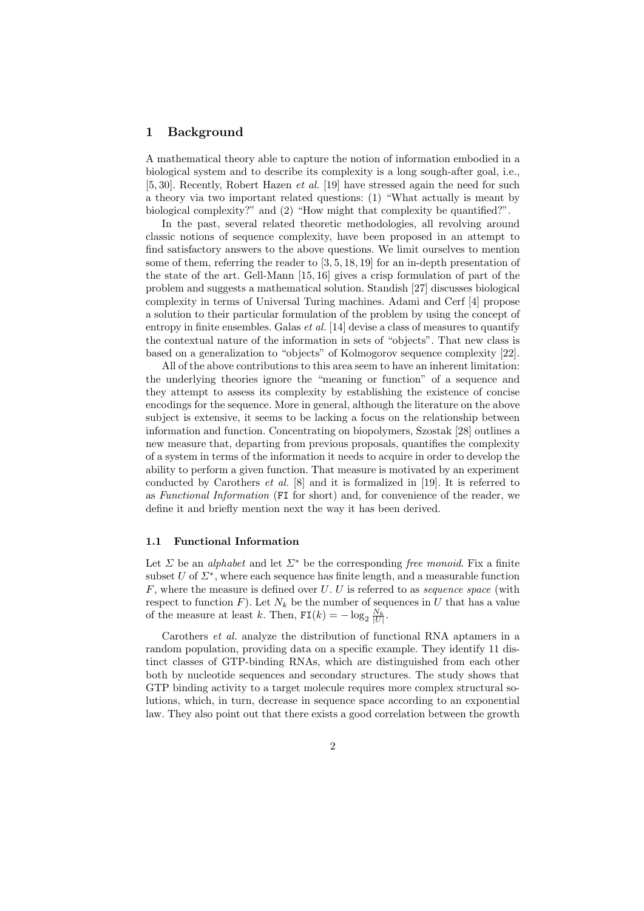## 1 Background

A mathematical theory able to capture the notion of information embodied in a biological system and to describe its complexity is a long sough-after goal, i.e., [5, 30]. Recently, Robert Hazen *et al.* [19] have stressed again the need for such a theory via two important related questions: (1) "What actually is meant by biological complexity?" and (2) "How might that complexity be quantified?".

In the past, several related theoretic methodologies, all revolving around classic notions of sequence complexity, have been proposed in an attempt to find satisfactory answers to the above questions. We limit ourselves to mention some of them, referring the reader to [3, 5, 18, 19] for an in-depth presentation of the state of the art. Gell-Mann [15, 16] gives a crisp formulation of part of the problem and suggests a mathematical solution. Standish [27] discusses biological complexity in terms of Universal Turing machines. Adami and Cerf [4] propose a solution to their particular formulation of the problem by using the concept of entropy in finite ensembles. Galas *et al.* [14] devise a class of measures to quantify the contextual nature of the information in sets of "objects". That new class is based on a generalization to "objects" of Kolmogorov sequence complexity [22].

All of the above contributions to this area seem to have an inherent limitation: the underlying theories ignore the "meaning or function" of a sequence and they attempt to assess its complexity by establishing the existence of concise encodings for the sequence. More in general, although the literature on the above subject is extensive, it seems to be lacking a focus on the relationship between information and function. Concentrating on biopolymers, Szostak [28] outlines a new measure that, departing from previous proposals, quantifies the complexity of a system in terms of the information it needs to acquire in order to develop the ability to perform a given function. That measure is motivated by an experiment conducted by Carothers *et al.* [8] and it is formalized in [19]. It is referred to as *Functional Information* (`FI` for short) and, for convenience of the reader, we define it and briefly mention next the way it has been derived.

### 1.1 Functional Information

Let $\Sigma$ be an *alphabet* and let $\Sigma^*$ be the corresponding *free monoid*. Fix a finite subset $U$ of $\Sigma^*$, where each sequence has finite length, and a measurable function $F$, where the measure is defined over $U$. $U$ is referred to as *sequence space* (with respect to function $F$). Let $N_k$ be the number of sequences in $U$ that has a value of the measure at least $k$. Then, $\texttt{FI}(k) = -\log_2 \frac{N_k}{|U|}$.

Carothers *et al.* analyze the distribution of functional RNA aptamers in a random population, providing data on a specific example. They identify 11 distinct classes of GTP-binding RNAs, which are distinguished from each other both by nucleotide sequences and secondary structures. The study shows that GTP binding activity to a target molecule requires more complex structural solutions, which, in turn, decrease in sequence space according to an exponential law. They also point out that there exists a good correlation between the growth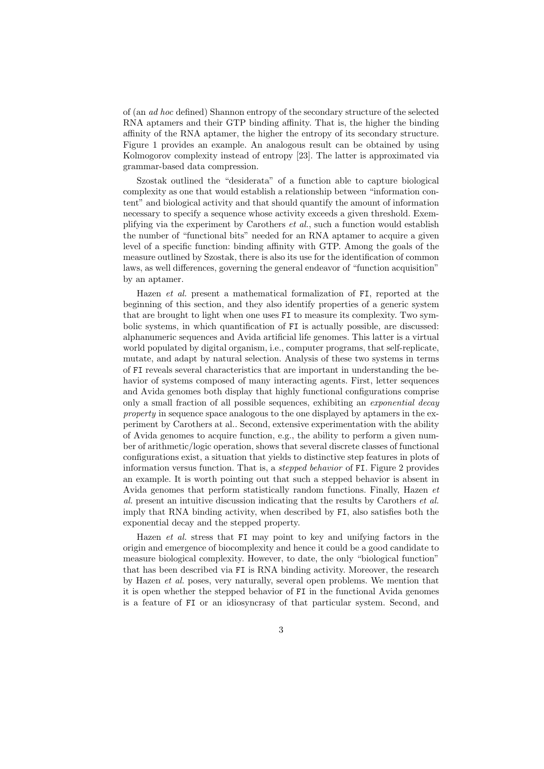of (an *ad hoc* defined) Shannon entropy of the secondary structure of the selected RNA aptamers and their GTP binding affinity. That is, the higher the binding affinity of the RNA aptamer, the higher the entropy of its secondary structure. Figure 1 provides an example. An analogous result can be obtained by using Kolmogorov complexity instead of entropy [23]. The latter is approximated via grammar-based data compression.

Szostak outlined the "desiderata" of a function able to capture biological complexity as one that would establish a relationship between "information content" and biological activity and that should quantify the amount of information necessary to specify a sequence whose activity exceeds a given threshold. Exemplifying via the experiment by Carothers *et al.*, such a function would establish the number of "functional bits" needed for an RNA aptamer to acquire a given level of a specific function: binding affinity with GTP. Among the goals of the measure outlined by Szostak, there is also its use for the identification of common laws, as well differences, governing the general endeavor of "function acquisition" by an aptamer.

Hazen *et al.* present a mathematical formalization of `FI`, reported at the beginning of this section, and they also identify properties of a generic system that are brought to light when one uses `FI` to measure its complexity. Two symbolic systems, in which quantification of `FI` is actually possible, are discussed: alphanumeric sequences and Avida artificial life genomes. This latter is a virtual world populated by digital organism, i.e., computer programs, that self-replicate, mutate, and adapt by natural selection. Analysis of these two systems in terms of `FI` reveals several characteristics that are important in understanding the behavior of systems composed of many interacting agents. First, letter sequences and Avida genomes both display that highly functional configurations comprise only a small fraction of all possible sequences, exhibiting an *exponential decay property* in sequence space analogous to the one displayed by aptamers in the experiment by Carothers at al.. Second, extensive experimentation with the ability of Avida genomes to acquire function, e.g., the ability to perform a given number of arithmetic/logic operation, shows that several discrete classes of functional configurations exist, a situation that yields to distinctive step features in plots of information versus function. That is, a *stepped behavior* of `FI`. Figure 2 provides an example. It is worth pointing out that such a stepped behavior is absent in Avida genomes that perform statistically random functions. Finally, Hazen *et al.* present an intuitive discussion indicating that the results by Carothers *et al.* imply that RNA binding activity, when described by `FI`, also satisfies both the exponential decay and the stepped property.

Hazen *et al.* stress that `FI` may point to key and unifying factors in the origin and emergence of biocomplexity and hence it could be a good candidate to measure biological complexity. However, to date, the only "biological function" that has been described via `FI` is RNA binding activity. Moreover, the research by Hazen *et al.* poses, very naturally, several open problems. We mention that it is open whether the stepped behavior of `FI` in the functional Avida genomes is a feature of `FI` or an idiosyncrasy of that particular system. Second, and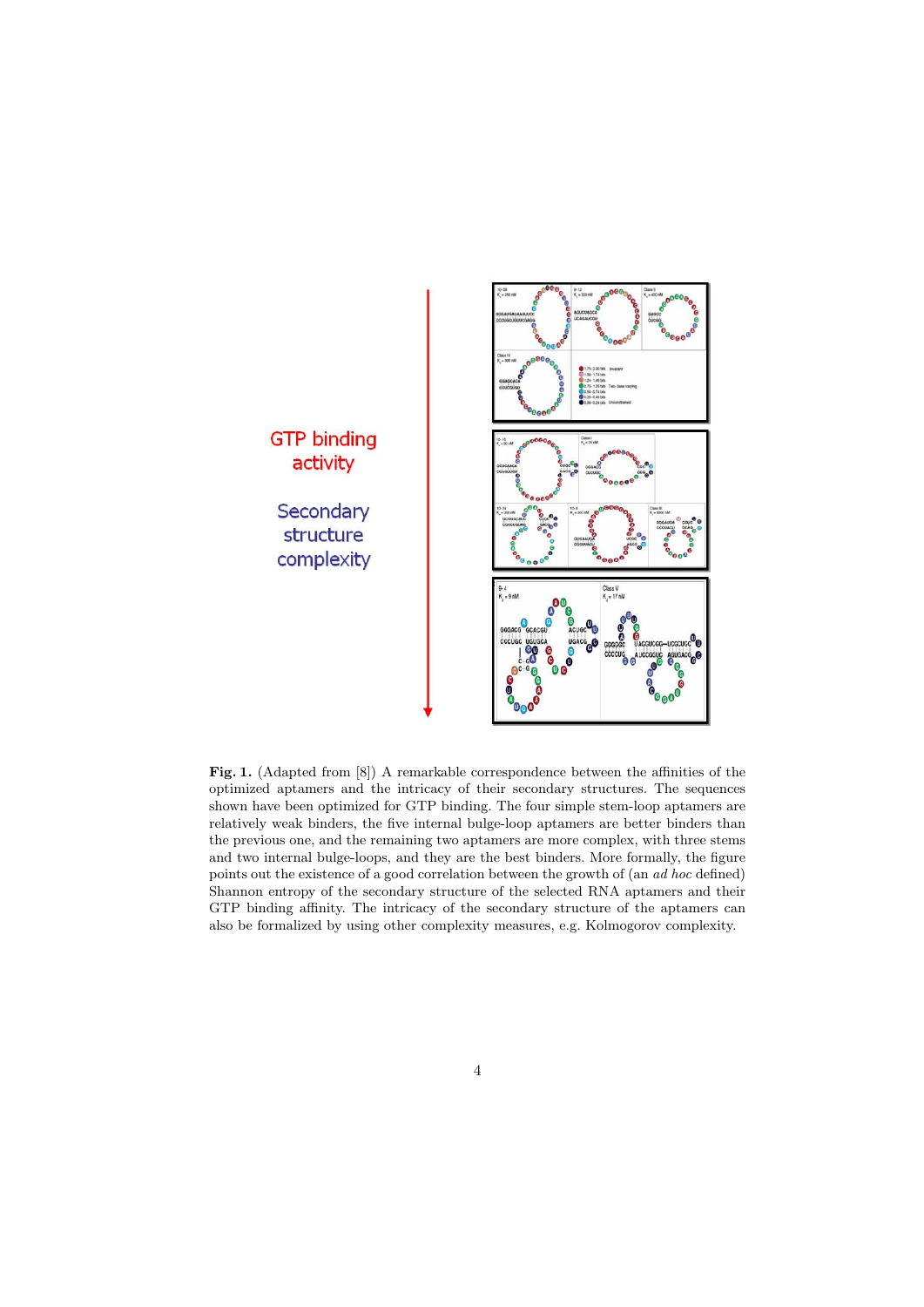**Fig. 1.** (Adapted from [8]) A remarkable correspondence between the affinities of the optimized aptamers and the intricacy of their secondary structures. The sequences shown have been optimized for GTP binding. The four simple stem-loop aptamers are relatively weak binders, the five internal bulge-loop aptamers are better binders than the previous one, and the remaining two aptamers are more complex, with three stems and two internal bulge-loops, and they are the best binders. More formally, the figure points out the existence of a good correlation between the growth of (an *ad hoc* defined) Shannon entropy of the secondary structure of the selected RNA aptamers and their GTP binding affinity. The intricacy of the secondary structure of the aptamers can also be formalized by using other complexity measures, e.g. Kolmogorov complexity.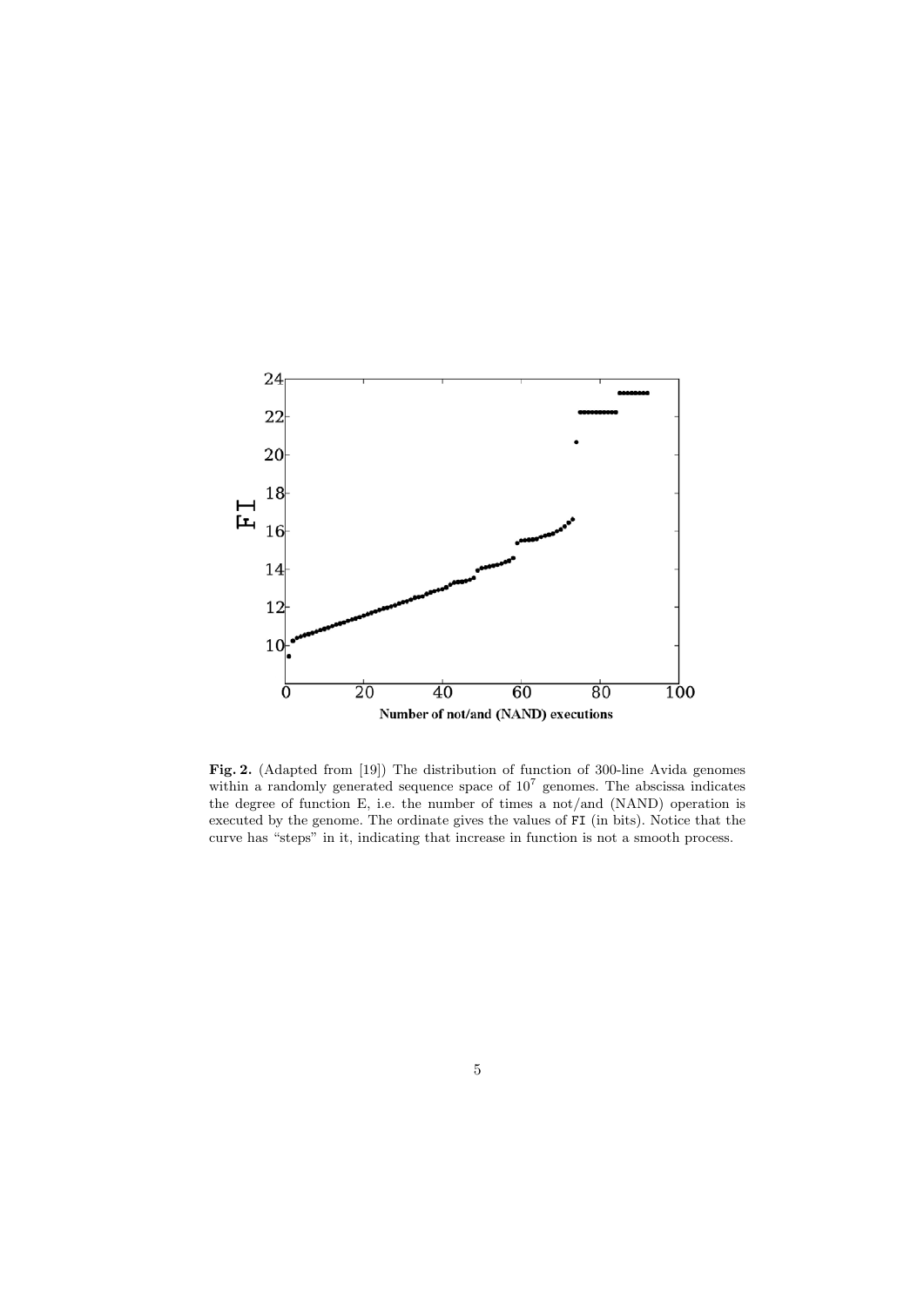**Fig. 2.** (Adapted from [19]) The distribution of function of 300-line Avida genomes within a randomly generated sequence space of $10^7$ genomes. The abscissa indicates the degree of function E, i.e. the number of times a not/and (NAND) operation is executed by the genome. The ordinate gives the values of FI (in bits). Notice that the curve has "steps" in it, indicating that increase in function is not a smooth process.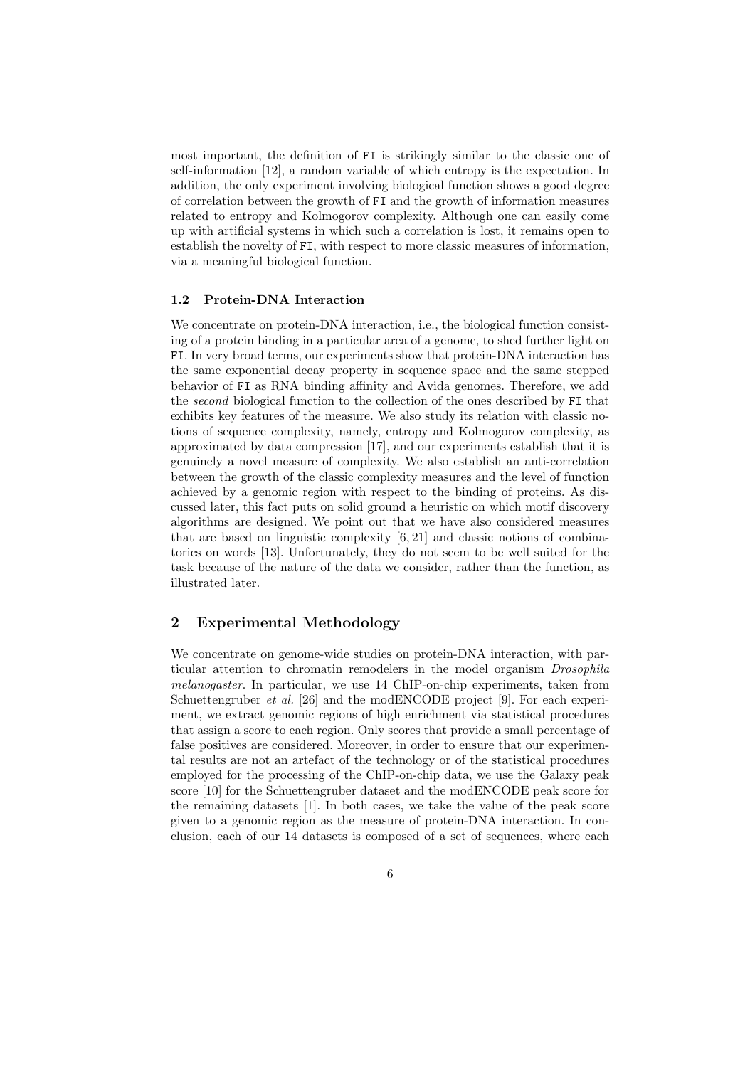most important, the definition of FI is strikingly similar to the classic one of self-information [12], a random variable of which entropy is the expectation. In addition, the only experiment involving biological function shows a good degree of correlation between the growth of FI and the growth of information measures related to entropy and Kolmogorov complexity. Although one can easily come up with artificial systems in which such a correlation is lost, it remains open to establish the novelty of FI, with respect to more classic measures of information, via a meaningful biological function.

### 1.2 Protein-DNA Interaction

We concentrate on protein-DNA interaction, i.e., the biological function consisting of a protein binding in a particular area of a genome, to shed further light on FI. In very broad terms, our experiments show that protein-DNA interaction has the same exponential decay property in sequence space and the same stepped behavior of FI as RNA binding affinity and Avida genomes. Therefore, we add the *second* biological function to the collection of the ones described by FI that exhibits key features of the measure. We also study its relation with classic notions of sequence complexity, namely, entropy and Kolmogorov complexity, as approximated by data compression [17], and our experiments establish that it is genuinely a novel measure of complexity. We also establish an anti-correlation between the growth of the classic complexity measures and the level of function achieved by a genomic region with respect to the binding of proteins. As discussed later, this fact puts on solid ground a heuristic on which motif discovery algorithms are designed. We point out that we have also considered measures that are based on linguistic complexity [6, 21] and classic notions of combinatorics on words [13]. Unfortunately, they do not seem to be well suited for the task because of the nature of the data we consider, rather than the function, as illustrated later.

## 2 Experimental Methodology

We concentrate on genome-wide studies on protein-DNA interaction, with particular attention to chromatin remodelers in the model organism *Drosophila melanogaster*. In particular, we use 14 ChIP-on-chip experiments, taken from Schuettengruber *et al.* [26] and the modENCODE project [9]. For each experiment, we extract genomic regions of high enrichment via statistical procedures that assign a score to each region. Only scores that provide a small percentage of false positives are considered. Moreover, in order to ensure that our experimental results are not an artefact of the technology or of the statistical procedures employed for the processing of the ChIP-on-chip data, we use the Galaxy peak score [10] for the Schuettengruber dataset and the modENCODE peak score for the remaining datasets [1]. In both cases, we take the value of the peak score given to a genomic region as the measure of protein-DNA interaction. In conclusion, each of our 14 datasets is composed of a set of sequences, where each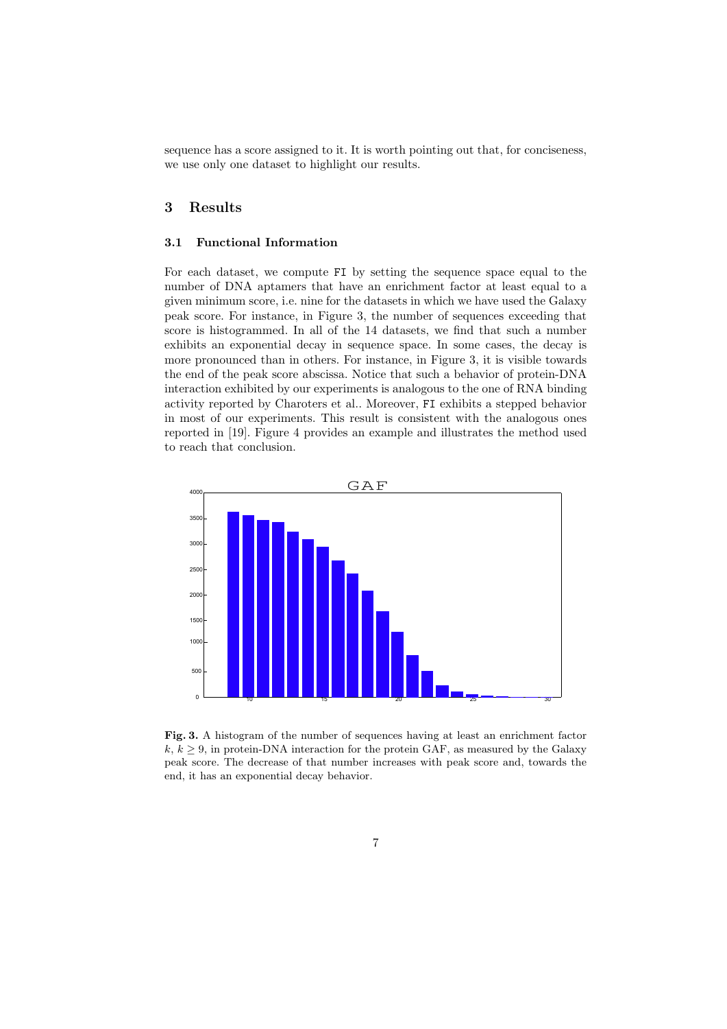sequence has a score assigned to it. It is worth pointing out that, for conciseness, we use only one dataset to highlight our results.

## 3 Results

### 3.1 Functional Information

For each dataset, we compute FI by setting the sequence space equal to the number of DNA aptamers that have an enrichment factor at least equal to a given minimum score, i.e. nine for the datasets in which we have used the Galaxy peak score. For instance, in Figure 3, the number of sequences exceeding that score is histogrammed. In all of the 14 datasets, we find that such a number exhibits an exponential decay in sequence space. In some cases, the decay is more pronounced than in others. For instance, in Figure 3, it is visible towards the end of the peak score abscissa. Notice that such a behavior of protein-DNA interaction exhibited by our experiments is analogous to the one of RNA binding activity reported by Charoters et al.. Moreover, FI exhibits a stepped behavior in most of our experiments. This result is consistent with the analogous ones reported in [19]. Figure 4 provides an example and illustrates the method used to reach that conclusion.

**Fig. 3.** A histogram of the number of sequences having at least an enrichment factor $k$, $k \geq 9$, in protein-DNA interaction for the protein GAF, as measured by the Galaxy peak score. The decrease of that number increases with peak score and, towards the end, it has an exponential decay behavior.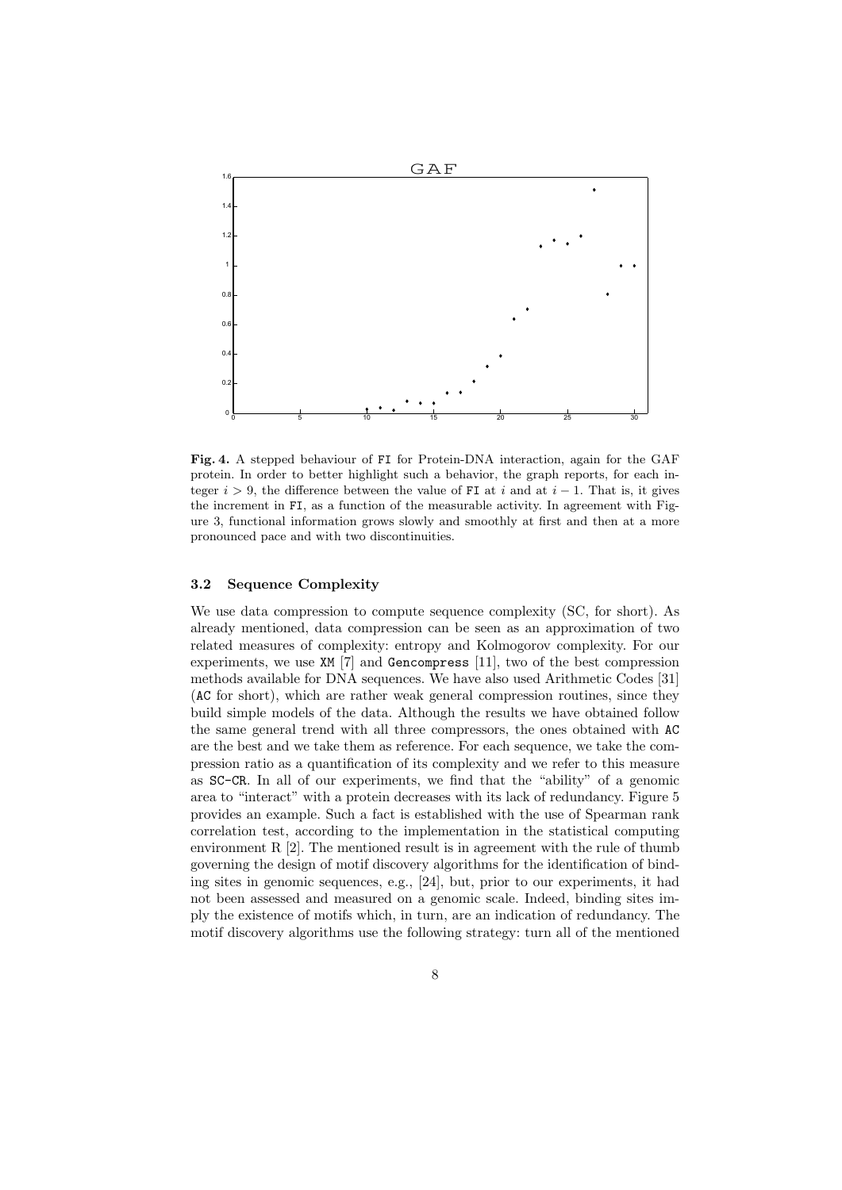**Fig. 4.** A stepped behaviour of FI for Protein-DNA interaction, again for the GAF protein. In order to better highlight such a behavior, the graph reports, for each integer $i > 9$, the difference between the value of FI at $i$ and at $i - 1$. That is, it gives the increment in FI, as a function of the measurable activity. In agreement with Figure 3, functional information grows slowly and smoothly at first and then at a more pronounced pace and with two discontinuities.

### 3.2 Sequence Complexity

We use data compression to compute sequence complexity (SC, for short). As already mentioned, data compression can be seen as an approximation of two related measures of complexity: entropy and Kolmogorov complexity. For our experiments, we use `XM` [7] and `Gencompress` [11], two of the best compression methods available for DNA sequences. We have also used Arithmetic Codes [31] (`AC` for short), which are rather weak general compression routines, since they build simple models of the data. Although the results we have obtained follow the same general trend with all three compressors, the ones obtained with `AC` are the best and we take them as reference. For each sequence, we take the compression ratio as a quantification of its complexity and we refer to this measure as `SC-CR`. In all of our experiments, we find that the "ability" of a genomic area to "interact" with a protein decreases with its lack of redundancy. Figure 5 provides an example. Such a fact is established with the use of Spearman rank correlation test, according to the implementation in the statistical computing environment R [2]. The mentioned result is in agreement with the rule of thumb governing the design of motif discovery algorithms for the identification of binding sites in genomic sequences, e.g., [24], but, prior to our experiments, it had not been assessed and measured on a genomic scale. Indeed, binding sites imply the existence of motifs which, in turn, are an indication of redundancy. The motif discovery algorithms use the following strategy: turn all of the mentioned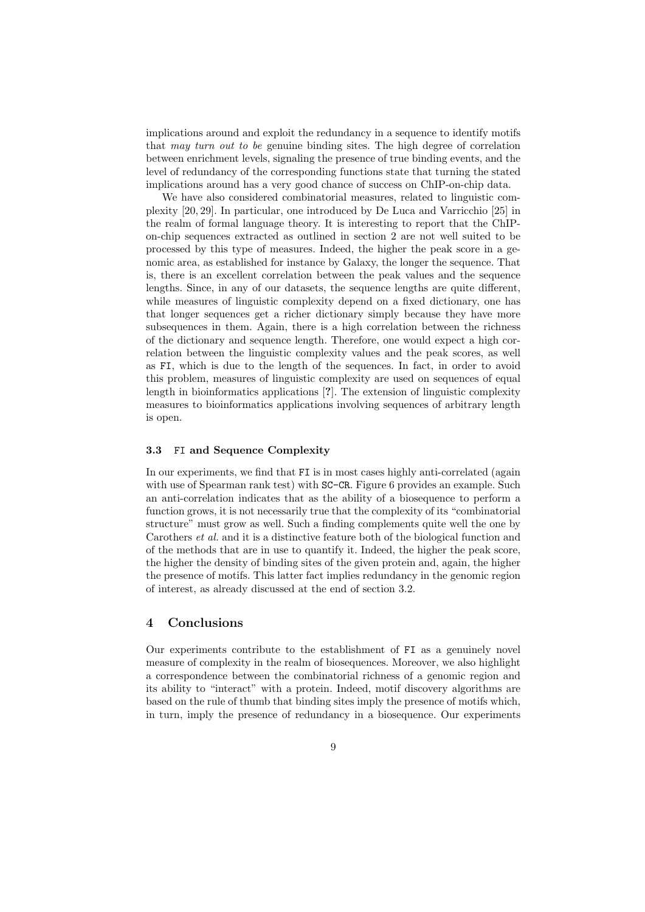implications around and exploit the redundancy in a sequence to identify motifs that *may turn out to be* genuine binding sites. The high degree of correlation between enrichment levels, signaling the presence of true binding events, and the level of redundancy of the corresponding functions state that turning the stated implications around has a very good chance of success on ChIP-on-chip data.

We have also considered combinatorial measures, related to linguistic complexity [20, 29]. In particular, one introduced by De Luca and Varricchio [25] in the realm of formal language theory. It is interesting to report that the ChIP-on-chip sequences extracted as outlined in section 2 are not well suited to be processed by this type of measures. Indeed, the higher the peak score in a genomic area, as established for instance by Galaxy, the longer the sequence. That is, there is an excellent correlation between the peak values and the sequence lengths. Since, in any of our datasets, the sequence lengths are quite different, while measures of linguistic complexity depend on a fixed dictionary, one has that longer sequences get a richer dictionary simply because they have more subsequences in them. Again, there is a high correlation between the richness of the dictionary and sequence length. Therefore, one would expect a high correlation between the linguistic complexity values and the peak scores, as well as `FI`, which is due to the length of the sequences. In fact, in order to avoid this problem, measures of linguistic complexity are used on sequences of equal length in bioinformatics applications [**?**]. The extension of linguistic complexity measures to bioinformatics applications involving sequences of arbitrary length is open.

### 3.3 `FI` and Sequence Complexity

In our experiments, we find that `FI` is in most cases highly anti-correlated (again with use of Spearman rank test) with `SC-CR`. Figure 6 provides an example. Such an anti-correlation indicates that as the ability of a biosequence to perform a function grows, it is not necessarily true that the complexity of its "combinatorial structure" must grow as well. Such a finding complements quite well the one by Carothers *et al.* and it is a distinctive feature both of the biological function and of the methods that are in use to quantify it. Indeed, the higher the peak score, the higher the density of binding sites of the given protein and, again, the higher the presence of motifs. This latter fact implies redundancy in the genomic region of interest, as already discussed at the end of section 3.2.

## 4 Conclusions

Our experiments contribute to the establishment of `FI` as a genuinely novel measure of complexity in the realm of biosequences. Moreover, we also highlight a correspondence between the combinatorial richness of a genomic region and its ability to "interact" with a protein. Indeed, motif discovery algorithms are based on the rule of thumb that binding sites imply the presence of motifs which, in turn, imply the presence of redundancy in a biosequence. Our experiments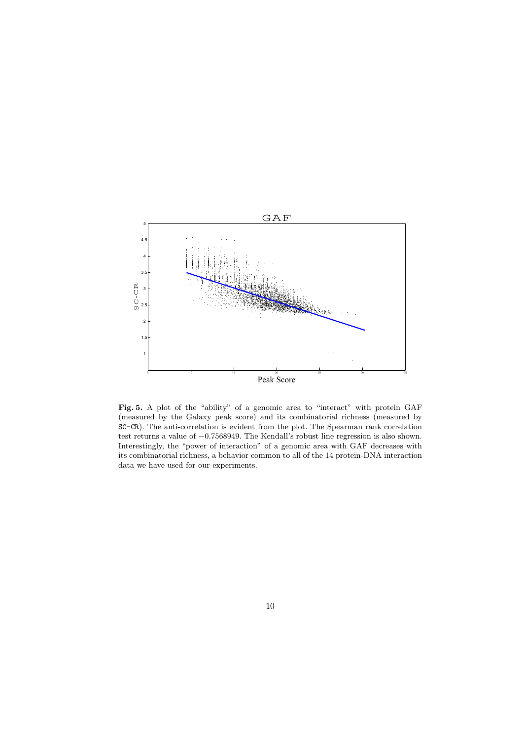**Fig. 5.** A plot of the "ability" of a genomic area to "interact" with protein GAF (measured by the Galaxy peak score) and its combinatorial richness (measured by SC-CR). The anti-correlation is evident from the plot. The Spearman rank correlation test returns a value of $-0.7568949$. The Kendall's robust line regression is also shown. Interestingly, the "power of interaction" of a genomic area with GAF decreases with its combinatorial richness, a behavior common to all of the 14 protein-DNA interaction data we have used for our experiments.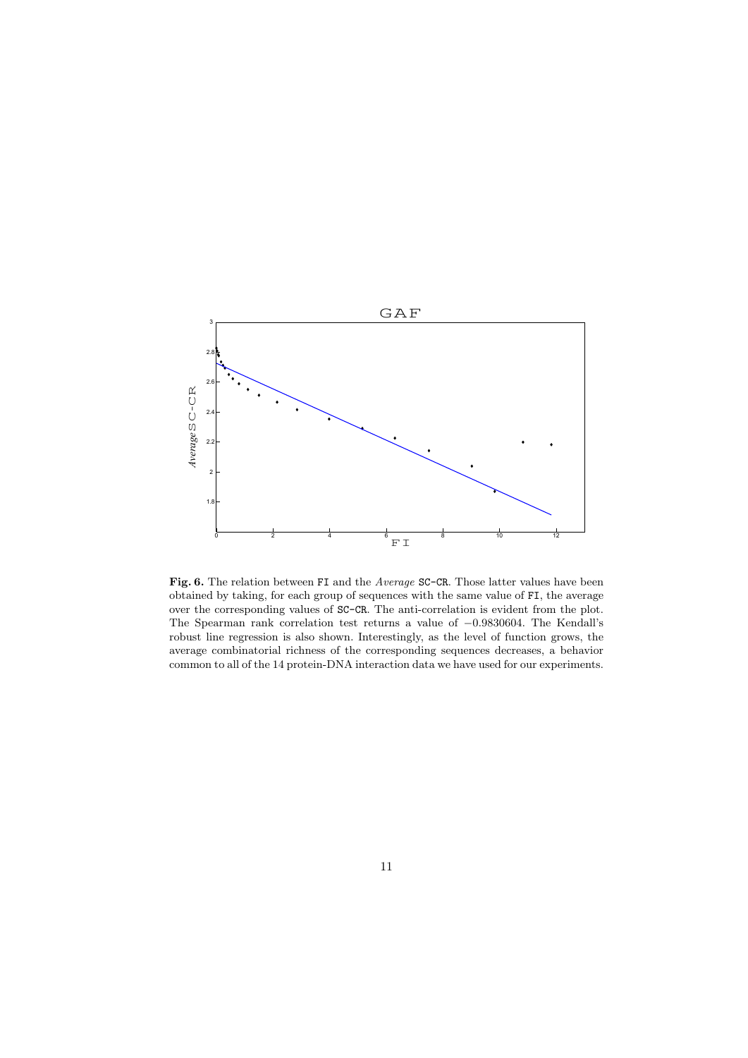**Fig. 6.** The relation between FI and the *Average* SC-CR. Those latter values have been obtained by taking, for each group of sequences with the same value of FI, the average over the corresponding values of SC-CR. The anti-correlation is evident from the plot. The Spearman rank correlation test returns a value of −0.9830604. The Kendall's robust line regression is also shown. Interestingly, as the level of function grows, the average combinatorial richness of the corresponding sequences decreases, a behavior common to all of the 14 protein-DNA interaction data we have used for our experiments.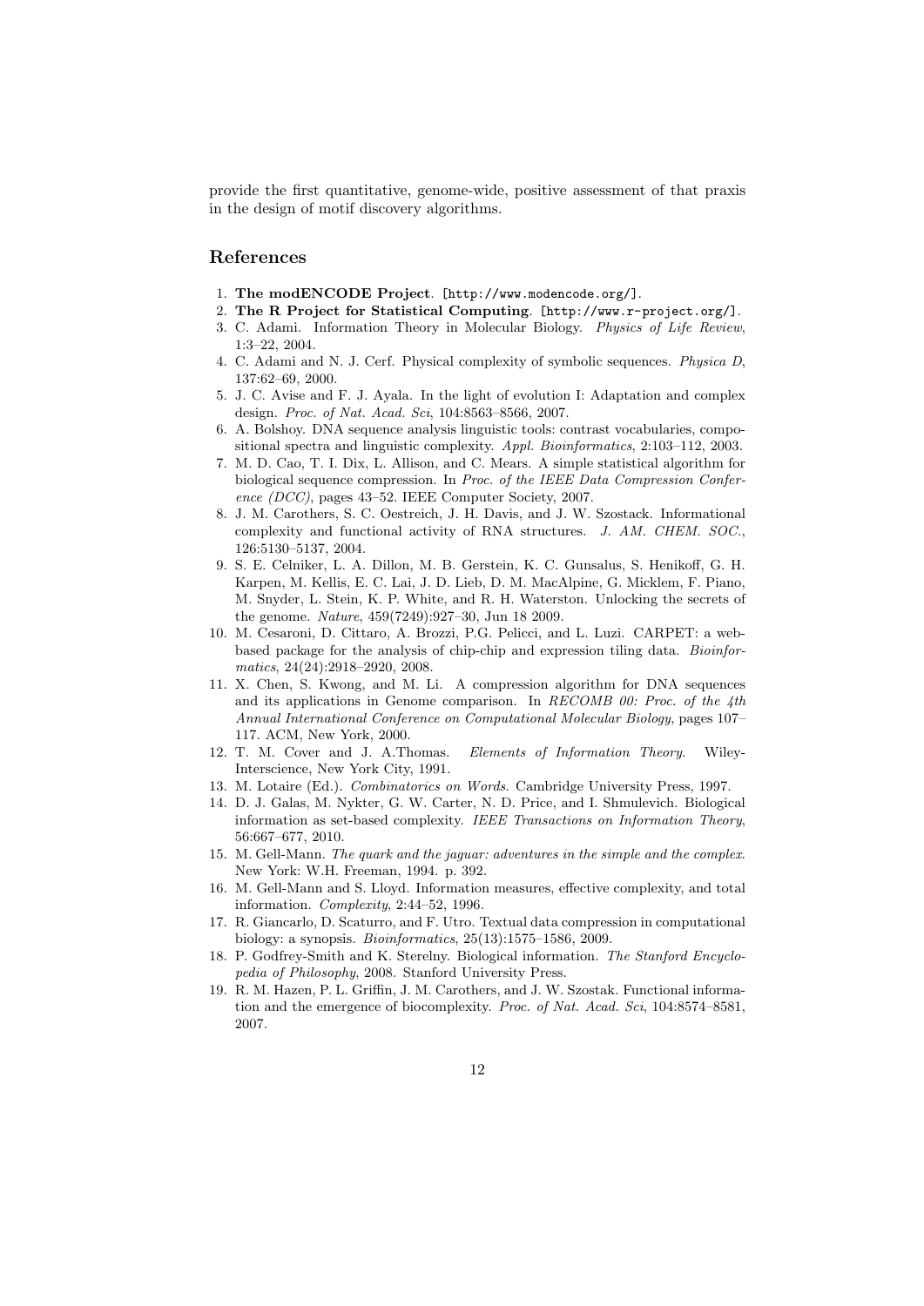provide the first quantitative, genome-wide, positive assessment of that praxis in the design of motif discovery algorithms.

## References

1. **The modENCODE Project**. [http://www.modencode.org/].
2. **The R Project for Statistical Computing**. [http://www.r-project.org/].
3. C. Adami. Information Theory in Molecular Biology. *Physics of Life Review*, 1:3–22, 2004.
4. C. Adami and N. J. Cerf. Physical complexity of symbolic sequences. *Physica D*, 137:62–69, 2000.
5. J. C. Avise and F. J. Ayala. In the light of evolution I: Adaptation and complex design. *Proc. of Nat. Acad. Sci*, 104:8563–8566, 2007.
6. A. Bolshoy. DNA sequence analysis linguistic tools: contrast vocabularies, compositional spectra and linguistic complexity. *Appl. Bioinformatics*, 2:103–112, 2003.
7. M. D. Cao, T. I. Dix, L. Allison, and C. Mears. A simple statistical algorithm for biological sequence compression. In *Proc. of the IEEE Data Compression Conference (DCC)*, pages 43–52. IEEE Computer Society, 2007.
8. J. M. Carothers, S. C. Oestreich, J. H. Davis, and J. W. Szostack. Informational complexity and functional activity of RNA structures. *J. AM. CHEM. SOC.*, 126:5130–5137, 2004.
9. S. E. Celniker, L. A. Dillon, M. B. Gerstein, K. C. Gunsalus, S. Henikoff, G. H. Karpen, M. Kellis, E. C. Lai, J. D. Lieb, D. M. MacAlpine, G. Micklem, F. Piano, M. Snyder, L. Stein, K. P. White, and R. H. Waterston. Unlocking the secrets of the genome. *Nature*, 459(7249):927–30, Jun 18 2009.
10. M. Cesaroni, D. Cittaro, A. Brozzi, P.G. Pelicci, and L. Luzi. CARPET: a web-based package for the analysis of chip-chip and expression tiling data. *Bioinformatics*, 24(24):2918–2920, 2008.
11. X. Chen, S. Kwong, and M. Li. A compression algorithm for DNA sequences and its applications in Genome comparison. In *RECOMB 00: Proc. of the 4th Annual International Conference on Computational Molecular Biology*, pages 107–117. ACM, New York, 2000.
12. T. M. Cover and J. A.Thomas. *Elements of Information Theory*. Wiley-Interscience, New York City, 1991.
13. M. Lotaire (Ed.). *Combinatorics on Words*. Cambridge University Press, 1997.
14. D. J. Galas, M. Nykter, G. W. Carter, N. D. Price, and I. Shmulevich. Biological information as set-based complexity. *IEEE Transactions on Information Theory*, 56:667–677, 2010.
15. M. Gell-Mann. *The quark and the jaguar: adventures in the simple and the complex*. New York: W.H. Freeman, 1994. p. 392.
16. M. Gell-Mann and S. Lloyd. Information measures, effective complexity, and total information. *Complexity*, 2:44–52, 1996.
17. R. Giancarlo, D. Scaturro, and F. Utro. Textual data compression in computational biology: a synopsis. *Bioinformatics*, 25(13):1575–1586, 2009.
18. P. Godfrey-Smith and K. Sterelny. Biological information. *The Stanford Encyclopedia of Philosophy*, 2008. Stanford University Press.
19. R. M. Hazen, P. L. Griffin, J. M. Carothers, and J. W. Szostak. Functional information and the emergence of biocomplexity. *Proc. of Nat. Acad. Sci*, 104:8574–8581, 2007.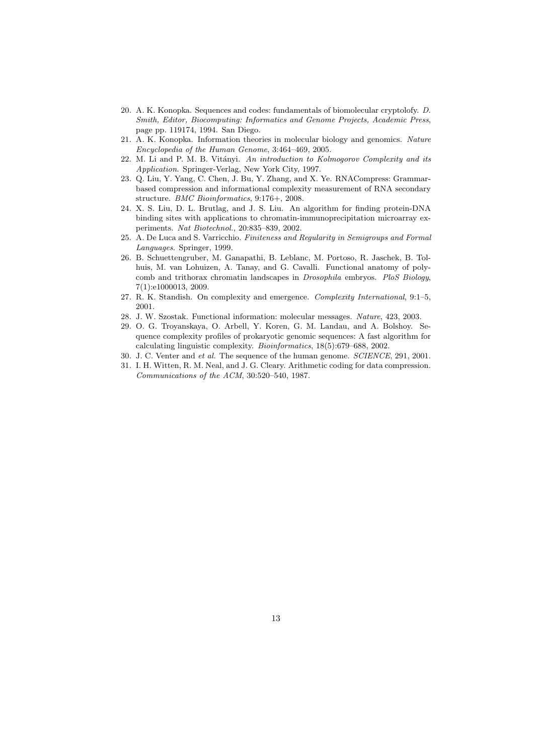20. A. K. Konopka. Sequences and codes: fundamentals of biomolecular cryptolofy. *D. Smith, Editor, Biocomputing: Informatics and Genome Projects, Academic Press*, page pp. 119174, 1994. San Diego.
21. A. K. Konopka. Information theories in molecular biology and genomics. *Nature Encyclopedia of the Human Genome*, 3:464–469, 2005.
22. M. Li and P. M. B. Vitányi. *An introduction to Kolmogorov Complexity and its Application*. Springer-Verlag, New York City, 1997.
23. Q. Liu, Y. Yang, C. Chen, J. Bu, Y. Zhang, and X. Ye. RNACompress: Grammar-based compression and informational complexity measurement of RNA secondary structure. *BMC Bioinformatics*, 9:176+, 2008.
24. X. S. Liu, D. L. Brutlag, and J. S. Liu. An algorithm for finding protein-DNA binding sites with applications to chromatin-immunoprecipitation microarray experiments. *Nat Biotechnol.*, 20:835–839, 2002.
25. A. De Luca and S. Varricchio. *Finiteness and Regularity in Semigroups and Formal Languages*. Springer, 1999.
26. B. Schuettengruber, M. Ganapathi, B. Leblanc, M. Portoso, R. Jaschek, B. Tolhuis, M. van Lohuizen, A. Tanay, and G. Cavalli. Functional anatomy of polycomb and trithorax chromatin landscapes in *Drosophila* embryos. *PloS Biology*, 7(1):e1000013, 2009.
27. R. K. Standish. On complexity and emergence. *Complexity International*, 9:1–5, 2001.
28. J. W. Szostak. Functional information: molecular messages. *Nature*, 423, 2003.
29. O. G. Troyanskaya, O. Arbell, Y. Koren, G. M. Landau, and A. Bolshoy. Sequence complexity profiles of prokaryotic genomic sequences: A fast algorithm for calculating linguistic complexity. *Bioinformatics*, 18(5):679–688, 2002.
30. J. C. Venter and *et al.* The sequence of the human genome. *SCIENCE*, 291, 2001.
31. I. H. Witten, R. M. Neal, and J. G. Cleary. Arithmetic coding for data compression. *Communications of the ACM*, 30:520–540, 1987.